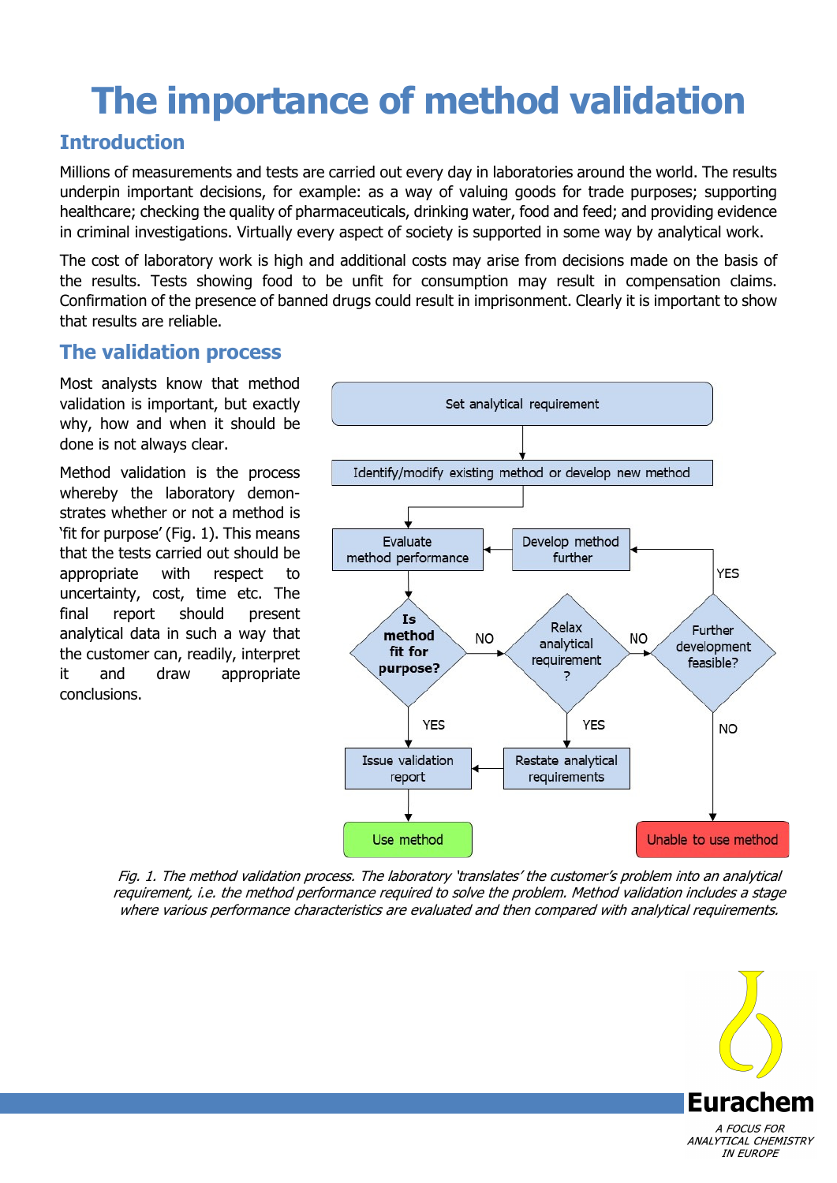# The importance of method validation

## Introduction

Millions of measurements and tests are carried out every day in laboratories around the world. The results underpin important decisions, for example: as a way of valuing goods for trade purposes; supporting healthcare; checking the quality of pharmaceuticals, drinking water, food and feed; and providing evidence in criminal investigations. Virtually every aspect of society is supported in some way by analytical work.

The cost of laboratory work is high and additional costs may arise from decisions made on the basis of the results. Tests showing food to be unfit for consumption may result in compensation claims. Confirmation of the presence of banned drugs could result in imprisonment. Clearly it is important to show that results are reliable.

## The validation process

Most analysts know that method validation is important, but exactly why, how and when it should be done is not always clear.

Method validation is the process whereby the laboratory demonstrates whether or not a method is 'fit for purpose' (Fig. 1). This means that the tests carried out should be appropriate with respect to uncertainty, cost, time etc. The final report should present analytical data in such a way that the customer can, readily, interpret it and draw appropriate conclusions.

Set analytical requirement → Identify/modify existing method or develop new method → Evaluate method performance → **Is method fit for purpose?**

- YES → Issue validation report → Use method
- NO → Relax analytical requirement?
  - YES → Restate analytical requirements → Issue validation report
  - NO → Further development feasible?
    - YES → Develop method further → Evaluate method performance
    - NO → Unable to use method

*Fig. 1. The method validation process. The laboratory 'translates' the customer's problem into an analytical requirement, i.e. the method performance required to solve the problem. Method validation includes a stage where various performance characteristics are evaluated and then compared with analytical requirements.*

Eurachem

A FOCUS FOR ANALYTICAL CHEMISTRY IN EUROPE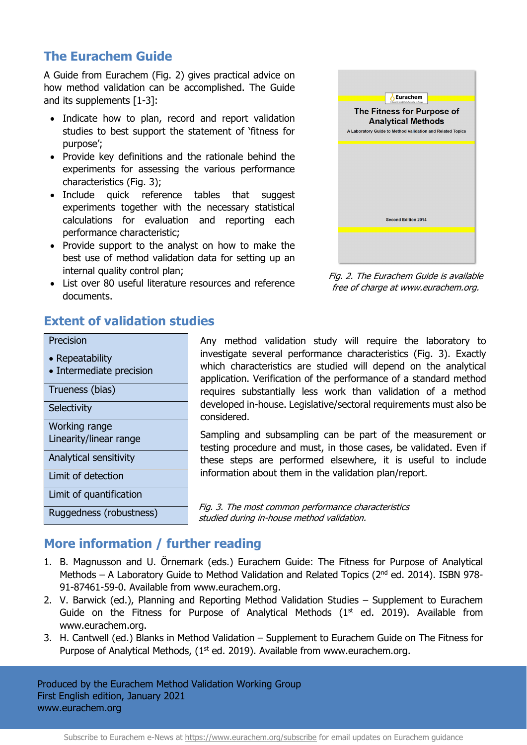## The Eurachem Guide

A Guide from Eurachem (Fig. 2) gives practical advice on how method validation can be accomplished. The Guide and its supplements [1-3]:

- Indicate how to plan, record and report validation studies to best support the statement of 'fitness for purpose';
- Provide key definitions and the rationale behind the experiments for assessing the various performance characteristics (Fig. 3);
- Include quick reference tables that suggest experiments together with the necessary statistical calculations for evaluation and reporting each performance characteristic;
- Provide support to the analyst on how to make the best use of method validation data for setting up an internal quality control plan;
- List over 80 useful literature resources and reference documents.

Eurachem

The Fitness for Purpose of Analytical Methods

A Laboratory Guide to Method Validation and Related Topics

Second Edition 2014

*Fig. 2. The Eurachem Guide is available free of charge at www.eurachem.org.*

## Extent of validation studies

| |
|---|
| Precision<br>• Repeatability<br>• Intermediate precision |
| Trueness (bias) |
| Selectivity |
| Working range<br>Linearity/linear range |
| Analytical sensitivity |
| Limit of detection |
| Limit of quantification |
| Ruggedness (robustness) |

*Fig. 3. The most common performance characteristics studied during in-house method validation.*

Any method validation study will require the laboratory to investigate several performance characteristics (Fig. 3). Exactly which characteristics are studied will depend on the analytical application. Verification of the performance of a standard method requires substantially less work than validation of a method developed in-house. Legislative/sectoral requirements must also be considered.

Sampling and subsampling can be part of the measurement or testing procedure and must, in those cases, be validated. Even if these steps are performed elsewhere, it is useful to include information about them in the validation plan/report.

## More information / further reading

1. B. Magnusson and U. Örnemark (eds.) Eurachem Guide: The Fitness for Purpose of Analytical Methods – A Laboratory Guide to Method Validation and Related Topics (2nd ed. 2014). ISBN 978-91-87461-59-0. Available from www.eurachem.org.
2. V. Barwick (ed.), Planning and Reporting Method Validation Studies – Supplement to Eurachem Guide on the Fitness for Purpose of Analytical Methods (1st ed. 2019). Available from www.eurachem.org.
3. H. Cantwell (ed.) Blanks in Method Validation – Supplement to Eurachem Guide on The Fitness for Purpose of Analytical Methods, (1st ed. 2019). Available from www.eurachem.org.

Produced by the Eurachem Method Validation Working Group
First English edition, January 2021
www.eurachem.org

Subscribe to Eurachem e-News at https://www.eurachem.org/subscribe for email updates on Eurachem guidance